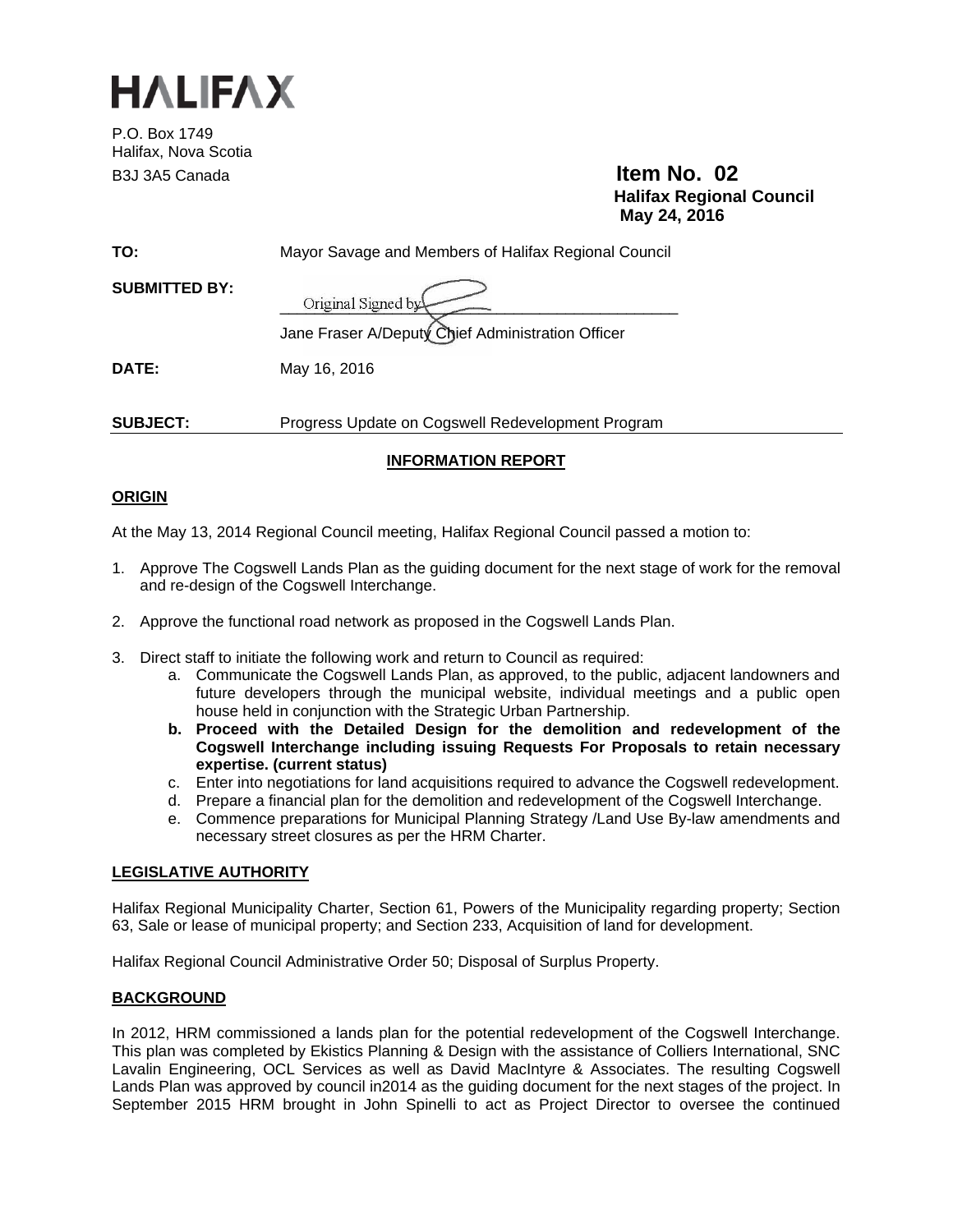# HALIFAX

P.O. Box 1749
Halifax, Nova Scotia
B3J 3A5 Canada

**Item No. 02**
**Halifax Regional Council**
**May 24, 2016**

**TO:** Mayor Savage and Members of Halifax Regional Council

**SUBMITTED BY:** Original Signed by

Jane Fraser A/Deputy Chief Administration Officer

**DATE:** May 16, 2016

**SUBJECT:** Progress Update on Cogswell Redevelopment Program

## INFORMATION REPORT

### ORIGIN

At the May 13, 2014 Regional Council meeting, Halifax Regional Council passed a motion to:

1. Approve The Cogswell Lands Plan as the guiding document for the next stage of work for the removal and re-design of the Cogswell Interchange.

2. Approve the functional road network as proposed in the Cogswell Lands Plan.

3. Direct staff to initiate the following work and return to Council as required:
   a. Communicate the Cogswell Lands Plan, as approved, to the public, adjacent landowners and future developers through the municipal website, individual meetings and a public open house held in conjunction with the Strategic Urban Partnership.
   **b. Proceed with the Detailed Design for the demolition and redevelopment of the Cogswell Interchange including issuing Requests For Proposals to retain necessary expertise. (current status)**
   c. Enter into negotiations for land acquisitions required to advance the Cogswell redevelopment.
   d. Prepare a financial plan for the demolition and redevelopment of the Cogswell Interchange.
   e. Commence preparations for Municipal Planning Strategy /Land Use By-law amendments and necessary street closures as per the HRM Charter.

### LEGISLATIVE AUTHORITY

Halifax Regional Municipality Charter, Section 61, Powers of the Municipality regarding property; Section 63, Sale or lease of municipal property; and Section 233, Acquisition of land for development.

Halifax Regional Council Administrative Order 50; Disposal of Surplus Property.

### BACKGROUND

In 2012, HRM commissioned a lands plan for the potential redevelopment of the Cogswell Interchange. This plan was completed by Ekistics Planning & Design with the assistance of Colliers International, SNC Lavalin Engineering, OCL Services as well as David MacIntyre & Associates. The resulting Cogswell Lands Plan was approved by council in2014 as the guiding document for the next stages of the project. In September 2015 HRM brought in John Spinelli to act as Project Director to oversee the continued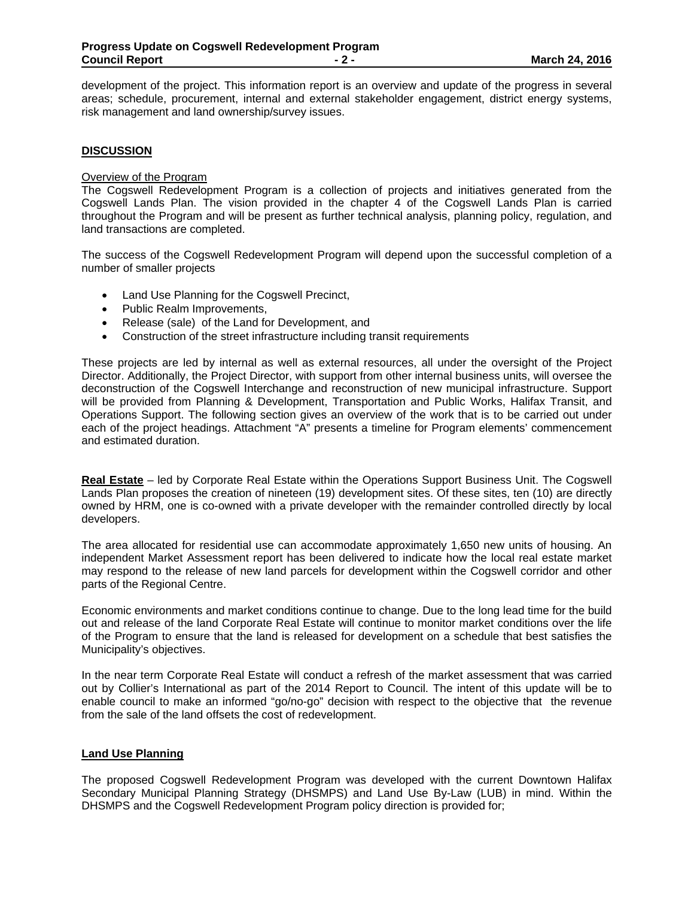development of the project. This information report is an overview and update of the progress in several areas; schedule, procurement, internal and external stakeholder engagement, district energy systems, risk management and land ownership/survey issues.

## DISCUSSION

### Overview of the Program

The Cogswell Redevelopment Program is a collection of projects and initiatives generated from the Cogswell Lands Plan. The vision provided in the chapter 4 of the Cogswell Lands Plan is carried throughout the Program and will be present as further technical analysis, planning policy, regulation, and land transactions are completed.

The success of the Cogswell Redevelopment Program will depend upon the successful completion of a number of smaller projects

- Land Use Planning for the Cogswell Precinct,
- Public Realm Improvements,
- Release (sale) of the Land for Development, and
- Construction of the street infrastructure including transit requirements

These projects are led by internal as well as external resources, all under the oversight of the Project Director. Additionally, the Project Director, with support from other internal business units, will oversee the deconstruction of the Cogswell Interchange and reconstruction of new municipal infrastructure. Support will be provided from Planning & Development, Transportation and Public Works, Halifax Transit, and Operations Support. The following section gives an overview of the work that is to be carried out under each of the project headings. Attachment "A" presents a timeline for Program elements' commencement and estimated duration.

**Real Estate** – led by Corporate Real Estate within the Operations Support Business Unit. The Cogswell Lands Plan proposes the creation of nineteen (19) development sites. Of these sites, ten (10) are directly owned by HRM, one is co-owned with a private developer with the remainder controlled directly by local developers.

The area allocated for residential use can accommodate approximately 1,650 new units of housing. An independent Market Assessment report has been delivered to indicate how the local real estate market may respond to the release of new land parcels for development within the Cogswell corridor and other parts of the Regional Centre.

Economic environments and market conditions continue to change. Due to the long lead time for the build out and release of the land Corporate Real Estate will continue to monitor market conditions over the life of the Program to ensure that the land is released for development on a schedule that best satisfies the Municipality's objectives.

In the near term Corporate Real Estate will conduct a refresh of the market assessment that was carried out by Collier's International as part of the 2014 Report to Council. The intent of this update will be to enable council to make an informed "go/no-go" decision with respect to the objective that the revenue from the sale of the land offsets the cost of redevelopment.

### Land Use Planning

The proposed Cogswell Redevelopment Program was developed with the current Downtown Halifax Secondary Municipal Planning Strategy (DHSMPS) and Land Use By-Law (LUB) in mind. Within the DHSMPS and the Cogswell Redevelopment Program policy direction is provided for;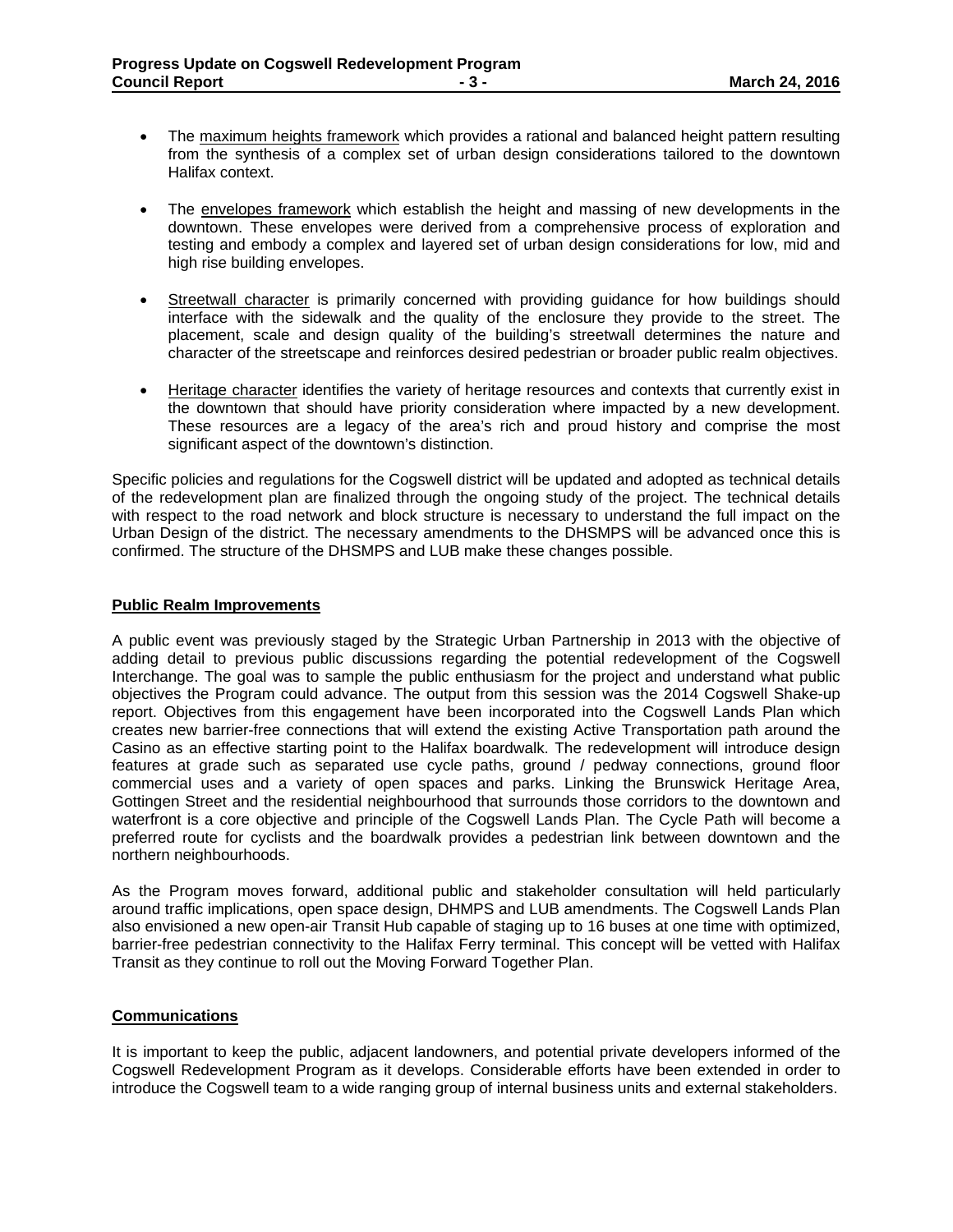- The <u>maximum heights framework</u> which provides a rational and balanced height pattern resulting from the synthesis of a complex set of urban design considerations tailored to the downtown Halifax context.

- The <u>envelopes framework</u> which establish the height and massing of new developments in the downtown. These envelopes were derived from a comprehensive process of exploration and testing and embody a complex and layered set of urban design considerations for low, mid and high rise building envelopes.

- <u>Streetwall character</u> is primarily concerned with providing guidance for how buildings should interface with the sidewalk and the quality of the enclosure they provide to the street. The placement, scale and design quality of the building's streetwall determines the nature and character of the streetscape and reinforces desired pedestrian or broader public realm objectives.

- <u>Heritage character</u> identifies the variety of heritage resources and contexts that currently exist in the downtown that should have priority consideration where impacted by a new development. These resources are a legacy of the area's rich and proud history and comprise the most significant aspect of the downtown's distinction.

Specific policies and regulations for the Cogswell district will be updated and adopted as technical details of the redevelopment plan are finalized through the ongoing study of the project. The technical details with respect to the road network and block structure is necessary to understand the full impact on the Urban Design of the district. The necessary amendments to the DHSMPS will be advanced once this is confirmed. The structure of the DHSMPS and LUB make these changes possible.

## Public Realm Improvements

A public event was previously staged by the Strategic Urban Partnership in 2013 with the objective of adding detail to previous public discussions regarding the potential redevelopment of the Cogswell Interchange. The goal was to sample the public enthusiasm for the project and understand what public objectives the Program could advance. The output from this session was the 2014 Cogswell Shake-up report. Objectives from this engagement have been incorporated into the Cogswell Lands Plan which creates new barrier-free connections that will extend the existing Active Transportation path around the Casino as an effective starting point to the Halifax boardwalk. The redevelopment will introduce design features at grade such as separated use cycle paths, ground / pedway connections, ground floor commercial uses and a variety of open spaces and parks. Linking the Brunswick Heritage Area, Gottingen Street and the residential neighbourhood that surrounds those corridors to the downtown and waterfront is a core objective and principle of the Cogswell Lands Plan. The Cycle Path will become a preferred route for cyclists and the boardwalk provides a pedestrian link between downtown and the northern neighbourhoods.

As the Program moves forward, additional public and stakeholder consultation will held particularly around traffic implications, open space design, DHMPS and LUB amendments. The Cogswell Lands Plan also envisioned a new open-air Transit Hub capable of staging up to 16 buses at one time with optimized, barrier-free pedestrian connectivity to the Halifax Ferry terminal. This concept will be vetted with Halifax Transit as they continue to roll out the Moving Forward Together Plan.

## Communications

It is important to keep the public, adjacent landowners, and potential private developers informed of the Cogswell Redevelopment Program as it develops. Considerable efforts have been extended in order to introduce the Cogswell team to a wide ranging group of internal business units and external stakeholders.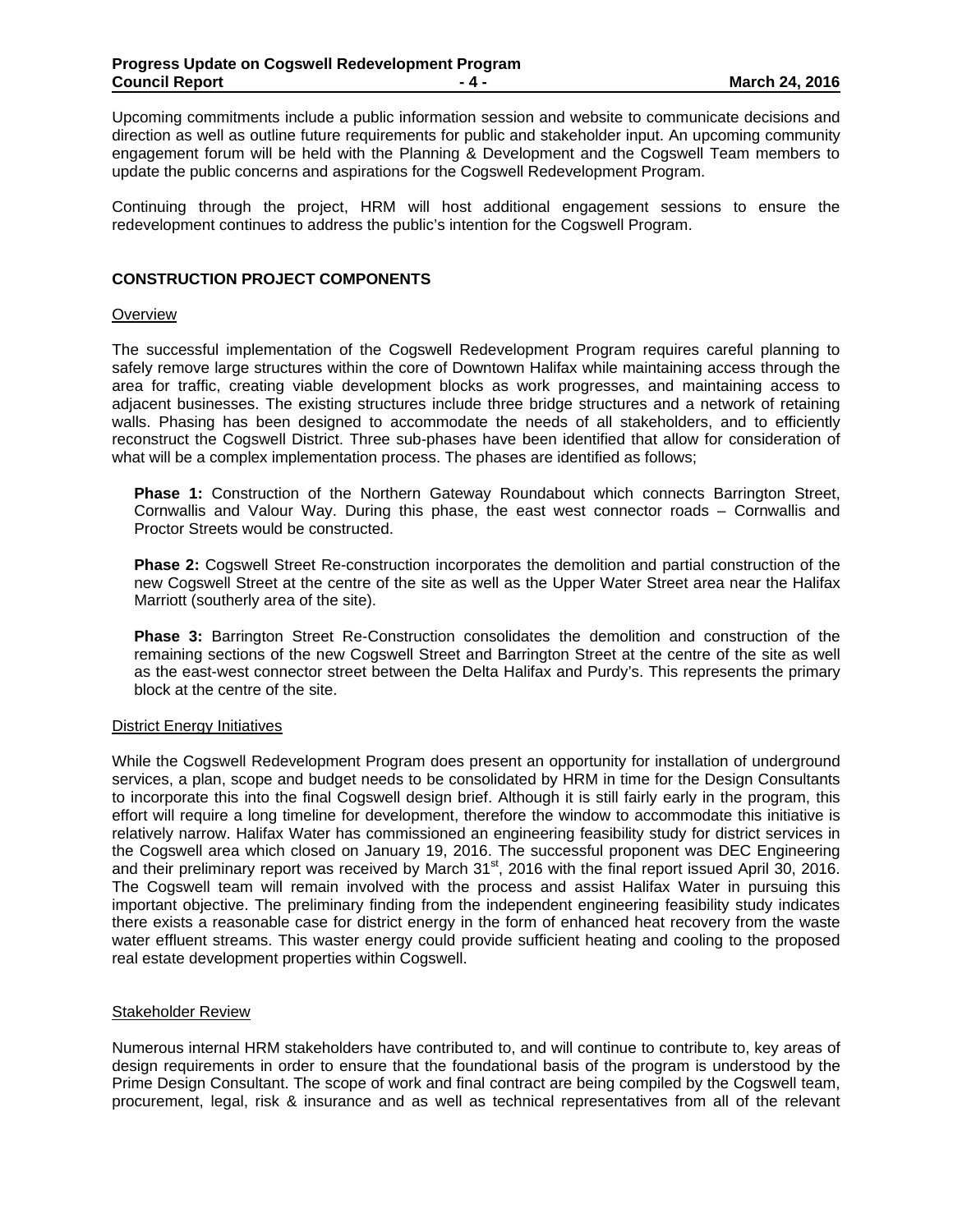Upcoming commitments include a public information session and website to communicate decisions and direction as well as outline future requirements for public and stakeholder input. An upcoming community engagement forum will be held with the Planning & Development and the Cogswell Team members to update the public concerns and aspirations for the Cogswell Redevelopment Program.

Continuing through the project, HRM will host additional engagement sessions to ensure the redevelopment continues to address the public's intention for the Cogswell Program.

## CONSTRUCTION PROJECT COMPONENTS

### Overview

The successful implementation of the Cogswell Redevelopment Program requires careful planning to safely remove large structures within the core of Downtown Halifax while maintaining access through the area for traffic, creating viable development blocks as work progresses, and maintaining access to adjacent businesses. The existing structures include three bridge structures and a network of retaining walls. Phasing has been designed to accommodate the needs of all stakeholders, and to efficiently reconstruct the Cogswell District. Three sub-phases have been identified that allow for consideration of what will be a complex implementation process. The phases are identified as follows;

**Phase 1:** Construction of the Northern Gateway Roundabout which connects Barrington Street, Cornwallis and Valour Way. During this phase, the east west connector roads – Cornwallis and Proctor Streets would be constructed.

**Phase 2:** Cogswell Street Re-construction incorporates the demolition and partial construction of the new Cogswell Street at the centre of the site as well as the Upper Water Street area near the Halifax Marriott (southerly area of the site).

**Phase 3:** Barrington Street Re-Construction consolidates the demolition and construction of the remaining sections of the new Cogswell Street and Barrington Street at the centre of the site as well as the east-west connector street between the Delta Halifax and Purdy's. This represents the primary block at the centre of the site.

### District Energy Initiatives

While the Cogswell Redevelopment Program does present an opportunity for installation of underground services, a plan, scope and budget needs to be consolidated by HRM in time for the Design Consultants to incorporate this into the final Cogswell design brief. Although it is still fairly early in the program, this effort will require a long timeline for development, therefore the window to accommodate this initiative is relatively narrow. Halifax Water has commissioned an engineering feasibility study for district services in the Cogswell area which closed on January 19, 2016. The successful proponent was DEC Engineering and their preliminary report was received by March 31st, 2016 with the final report issued April 30, 2016. The Cogswell team will remain involved with the process and assist Halifax Water in pursuing this important objective. The preliminary finding from the independent engineering feasibility study indicates there exists a reasonable case for district energy in the form of enhanced heat recovery from the waste water effluent streams. This waster energy could provide sufficient heating and cooling to the proposed real estate development properties within Cogswell.

### Stakeholder Review

Numerous internal HRM stakeholders have contributed to, and will continue to contribute to, key areas of design requirements in order to ensure that the foundational basis of the program is understood by the Prime Design Consultant. The scope of work and final contract are being compiled by the Cogswell team, procurement, legal, risk & insurance and as well as technical representatives from all of the relevant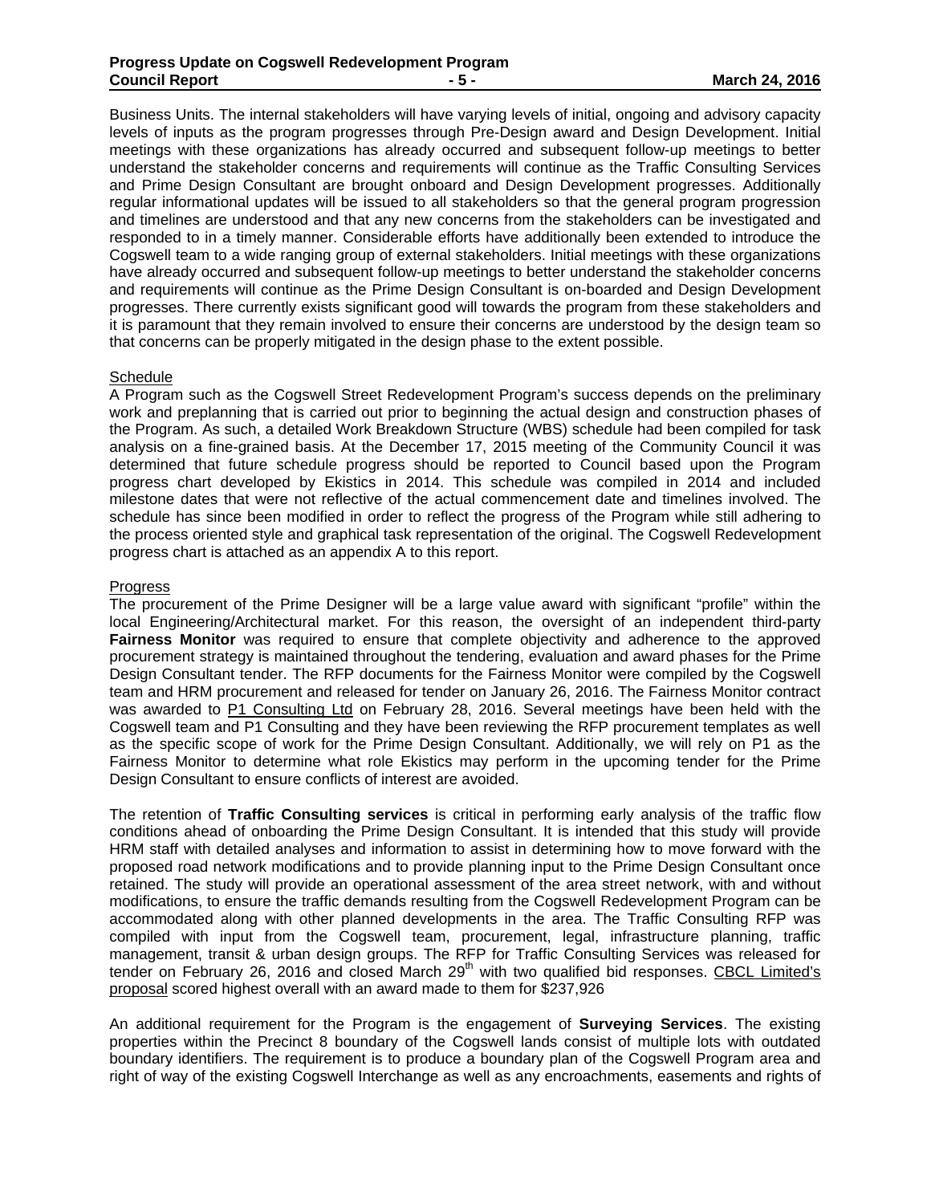Business Units. The internal stakeholders will have varying levels of initial, ongoing and advisory capacity levels of inputs as the program progresses through Pre-Design award and Design Development. Initial meetings with these organizations has already occurred and subsequent follow-up meetings to better understand the stakeholder concerns and requirements will continue as the Traffic Consulting Services and Prime Design Consultant are brought onboard and Design Development progresses. Additionally regular informational updates will be issued to all stakeholders so that the general program progression and timelines are understood and that any new concerns from the stakeholders can be investigated and responded to in a timely manner. Considerable efforts have additionally been extended to introduce the Cogswell team to a wide ranging group of external stakeholders. Initial meetings with these organizations have already occurred and subsequent follow-up meetings to better understand the stakeholder concerns and requirements will continue as the Prime Design Consultant is on-boarded and Design Development progresses. There currently exists significant good will towards the program from these stakeholders and it is paramount that they remain involved to ensure their concerns are understood by the design team so that concerns can be properly mitigated in the design phase to the extent possible.

Schedule

A Program such as the Cogswell Street Redevelopment Program's success depends on the preliminary work and preplanning that is carried out prior to beginning the actual design and construction phases of the Program. As such, a detailed Work Breakdown Structure (WBS) schedule had been compiled for task analysis on a fine-grained basis. At the December 17, 2015 meeting of the Community Council it was determined that future schedule progress should be reported to Council based upon the Program progress chart developed by Ekistics in 2014. This schedule was compiled in 2014 and included milestone dates that were not reflective of the actual commencement date and timelines involved. The schedule has since been modified in order to reflect the progress of the Program while still adhering to the process oriented style and graphical task representation of the original. The Cogswell Redevelopment progress chart is attached as an appendix A to this report.

Progress

The procurement of the Prime Designer will be a large value award with significant "profile" within the local Engineering/Architectural market. For this reason, the oversight of an independent third-party **Fairness Monitor** was required to ensure that complete objectivity and adherence to the approved procurement strategy is maintained throughout the tendering, evaluation and award phases for the Prime Design Consultant tender. The RFP documents for the Fairness Monitor were compiled by the Cogswell team and HRM procurement and released for tender on January 26, 2016. The Fairness Monitor contract was awarded to P1 Consulting Ltd on February 28, 2016. Several meetings have been held with the Cogswell team and P1 Consulting and they have been reviewing the RFP procurement templates as well as the specific scope of work for the Prime Design Consultant. Additionally, we will rely on P1 as the Fairness Monitor to determine what role Ekistics may perform in the upcoming tender for the Prime Design Consultant to ensure conflicts of interest are avoided.

The retention of **Traffic Consulting services** is critical in performing early analysis of the traffic flow conditions ahead of onboarding the Prime Design Consultant. It is intended that this study will provide HRM staff with detailed analyses and information to assist in determining how to move forward with the proposed road network modifications and to provide planning input to the Prime Design Consultant once retained. The study will provide an operational assessment of the area street network, with and without modifications, to ensure the traffic demands resulting from the Cogswell Redevelopment Program can be accommodated along with other planned developments in the area. The Traffic Consulting RFP was compiled with input from the Cogswell team, procurement, legal, infrastructure planning, traffic management, transit & urban design groups. The RFP for Traffic Consulting Services was released for tender on February 26, 2016 and closed March 29th with two qualified bid responses. CBCL Limited's proposal scored highest overall with an award made to them for $237,926

An additional requirement for the Program is the engagement of **Surveying Services**. The existing properties within the Precinct 8 boundary of the Cogswell lands consist of multiple lots with outdated boundary identifiers. The requirement is to produce a boundary plan of the Cogswell Program area and right of way of the existing Cogswell Interchange as well as any encroachments, easements and rights of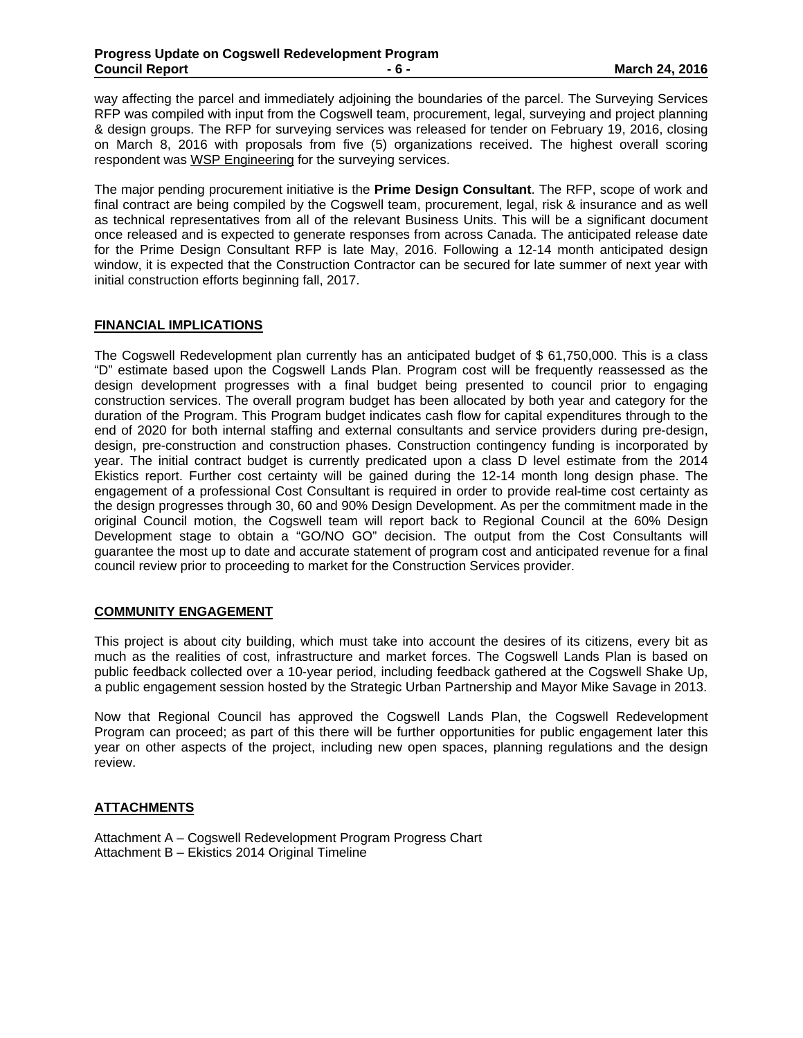way affecting the parcel and immediately adjoining the boundaries of the parcel. The Surveying Services RFP was compiled with input from the Cogswell team, procurement, legal, surveying and project planning & design groups. The RFP for surveying services was released for tender on February 19, 2016, closing on March 8, 2016 with proposals from five (5) organizations received. The highest overall scoring respondent was <u>WSP Engineering</u> for the surveying services.

The major pending procurement initiative is the **Prime Design Consultant**. The RFP, scope of work and final contract are being compiled by the Cogswell team, procurement, legal, risk & insurance and as well as technical representatives from all of the relevant Business Units. This will be a significant document once released and is expected to generate responses from across Canada. The anticipated release date for the Prime Design Consultant RFP is late May, 2016. Following a 12-14 month anticipated design window, it is expected that the Construction Contractor can be secured for late summer of next year with initial construction efforts beginning fall, 2017.

## FINANCIAL IMPLICATIONS

The Cogswell Redevelopment plan currently has an anticipated budget of $ 61,750,000. This is a class "D" estimate based upon the Cogswell Lands Plan. Program cost will be frequently reassessed as the design development progresses with a final budget being presented to council prior to engaging construction services. The overall program budget has been allocated by both year and category for the duration of the Program. This Program budget indicates cash flow for capital expenditures through to the end of 2020 for both internal staffing and external consultants and service providers during pre-design, design, pre-construction and construction phases. Construction contingency funding is incorporated by year. The initial contract budget is currently predicated upon a class D level estimate from the 2014 Ekistics report. Further cost certainty will be gained during the 12-14 month long design phase. The engagement of a professional Cost Consultant is required in order to provide real-time cost certainty as the design progresses through 30, 60 and 90% Design Development. As per the commitment made in the original Council motion, the Cogswell team will report back to Regional Council at the 60% Design Development stage to obtain a "GO/NO GO" decision. The output from the Cost Consultants will guarantee the most up to date and accurate statement of program cost and anticipated revenue for a final council review prior to proceeding to market for the Construction Services provider.

## COMMUNITY ENGAGEMENT

This project is about city building, which must take into account the desires of its citizens, every bit as much as the realities of cost, infrastructure and market forces. The Cogswell Lands Plan is based on public feedback collected over a 10-year period, including feedback gathered at the Cogswell Shake Up, a public engagement session hosted by the Strategic Urban Partnership and Mayor Mike Savage in 2013.

Now that Regional Council has approved the Cogswell Lands Plan, the Cogswell Redevelopment Program can proceed; as part of this there will be further opportunities for public engagement later this year on other aspects of the project, including new open spaces, planning regulations and the design review.

## ATTACHMENTS

Attachment A – Cogswell Redevelopment Program Progress Chart
Attachment B – Ekistics 2014 Original Timeline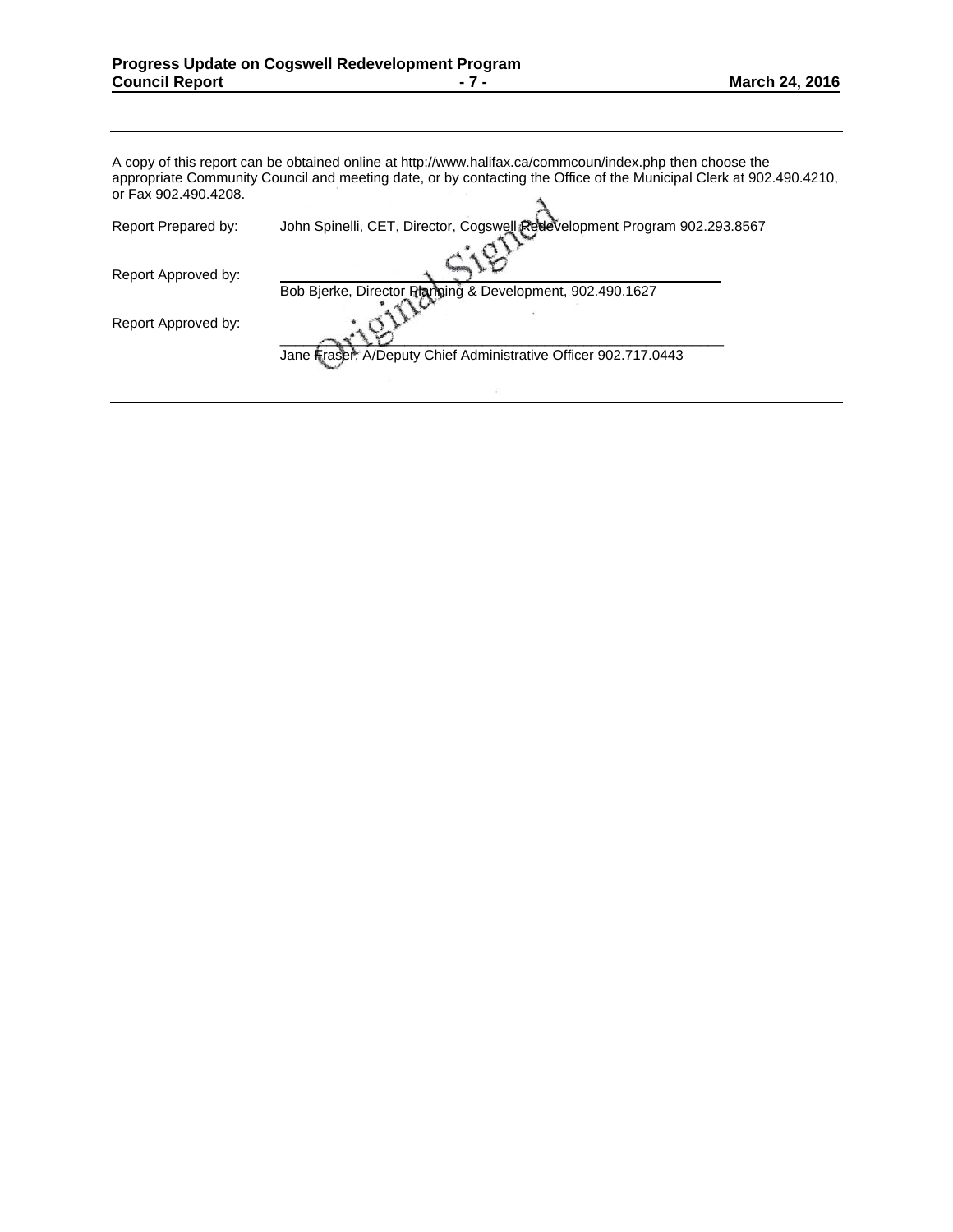A copy of this report can be obtained online at http://www.halifax.ca/commcoun/index.php then choose the appropriate Community Council and meeting date, or by contacting the Office of the Municipal Clerk at 902.490.4210, or Fax 902.490.4208.

Report Prepared by: John Spinelli, CET, Director, Cogswell Redevelopment Program 902.293.8567

Original Signed

Report Approved by: \_\_\_\_\_\_\_\_\_\_\_\_\_\_\_\_\_\_\_\_\_\_\_\_\_\_\_\_\_\_\_\_\_\_\_\_\_\_\_\_\_\_\_\_\_\_\_\_\_\_\_\_

Bob Bjerke, Director Planning & Development, 902.490.1627

Report Approved by: \_\_\_\_\_\_\_\_\_\_\_\_\_\_\_\_\_\_\_\_\_\_\_\_\_\_\_\_\_\_\_\_\_\_\_\_\_\_\_\_\_\_\_\_\_\_\_\_\_\_\_\_

Jane Fraser, A/Deputy Chief Administrative Officer 902.717.0443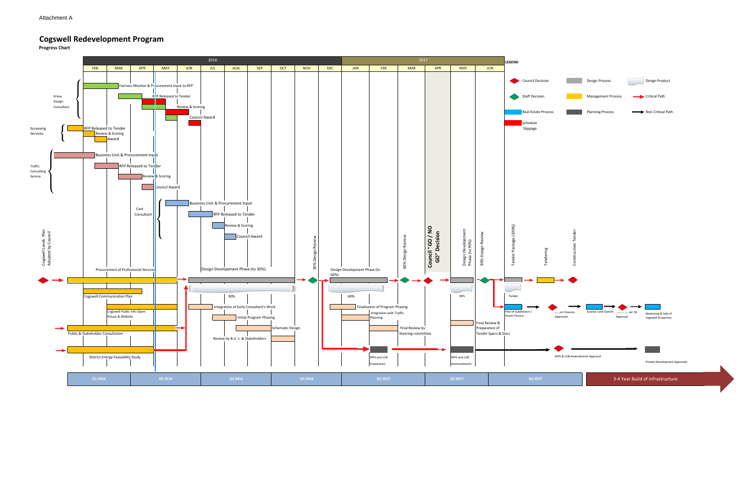Attachment A

# Cogswell Redevelopment Program

**Progress Chart**

| 2016 | | | | | | | | | | | 2017 | | | | | |
|---|---|---|---|---|---|---|---|---|---|---|---|---|---|---|---|---|
| FEB | MAR | APR | MAY | JUN | JUL | AUG | SEP | OCT | NOV | DEC | JAN | FEB | MAR | APR | MAY | JUN |

**Prime Design Consultant**
- Fairness Monitor & Procurement Input to RFP
- RFP Released to Tender
- Review & Scoring
- Council Award

**Surveying Services**
- RFP Released to Tender
- Review & Scoring
- Award

**Traffic Consulting Service**
- Business Unit & Procurement Input
- RFP Released to Tender
- Review & Scoring
- Council Award

**Cost Consultant**
- Business Unit & Procurement Input
- RFP Released to Tender
- Review & Scoring
- Council Award

Cogswell Lands Plan Adopted by Council

- Procurement of Professional Services
- Design Development Phase (to 30%)
- 30%
- 30% Design Review
- Design Development Phase (to 60%)
- 60%
- 60% Design Review
- Council "GO / NO GO" Decision
- Design Development Phase (to 90%)
- 90%
- 90% Design Review
- Tender Package (100%)
- Tender
- Tendering
- Construction Tender
- Cogswell Communication Plan
- Cogswell Public Info Open House & Website
- Integration of Early Consultant's Work
- Initial Program Phasing
- Schematic Design
- Review by B.U.'s & Stakeholders
- Finalization of Program Phasing
- Intgration with Traffic Planning
- Final Review by Steering committee
- Final Review & Preparation of Tender Specs & Docs
- Plan of Subdivision / Street Closure
- Street Closures Approvals
- Surplus Land Option
- Order 50 Approval
- Marketing & Sale of Cogswell Properties
- Public & Stakeholder Consultation
- District Energy Feasability Study
- MPS and LUB Preparation
- MPS and LUB Ammendments
- MPS & LUB Amendments Approval
- Private Development Approvals

| Q1 2016 | Q2 2016 | Q3 2016 | Q4 2016 | Q1 2017 | Q2 2017 | Q3 2017 | 3-4 Year Build of Infrastructure |
|---|---|---|---|---|---|---|---|

**LEGEND**

- Council Decision
- Staff Decision
- Real Estate Process
- Schedule Slippage
- Design Process
- Management Process
- Planning Process
- Design Product
- Critical Path
- Non-Critical Path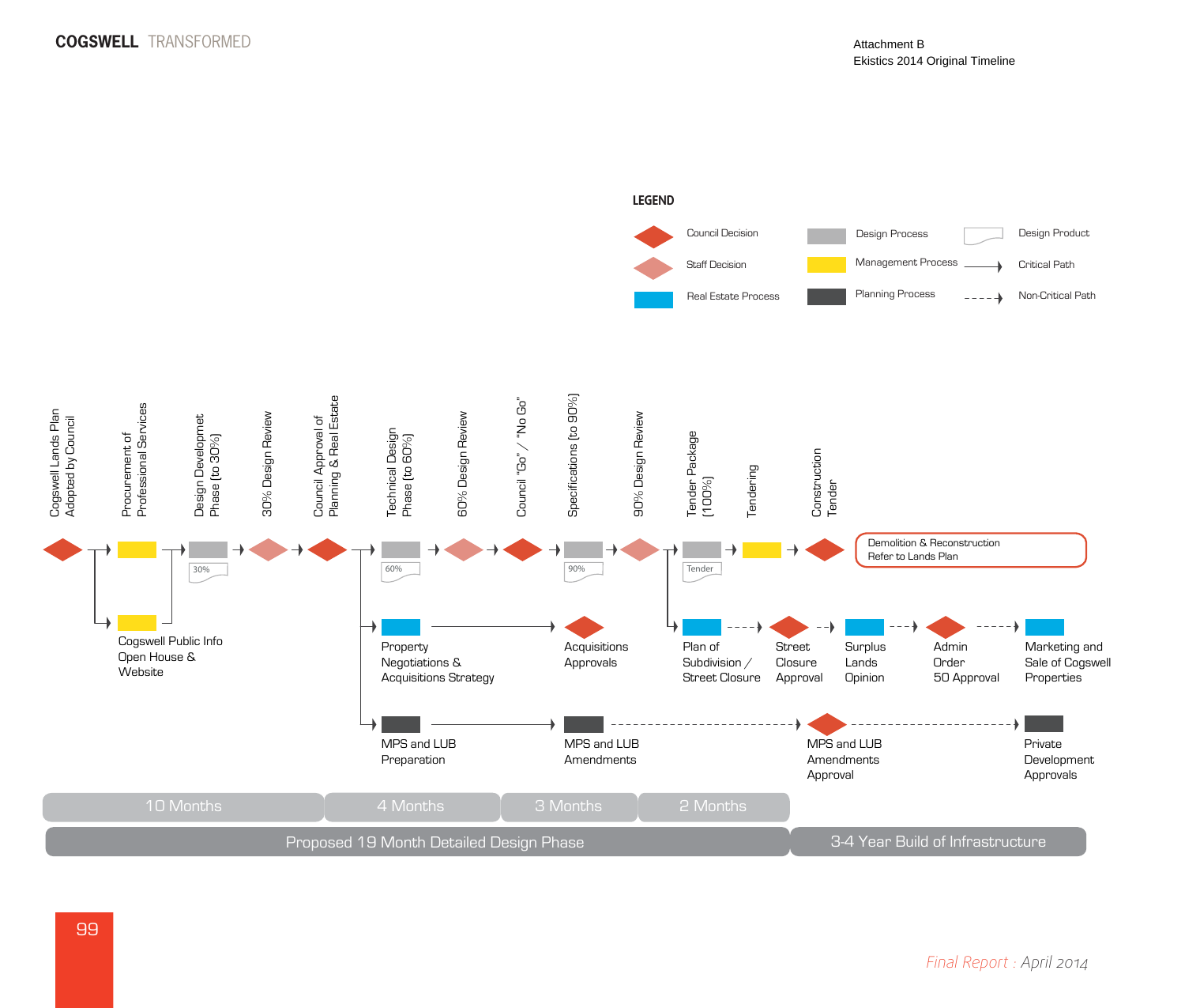Attachment B
Ekistics 2014 Original Timeline

LEGEND

Council Decision
Staff Decision
Real Estate Process
Design Process
Management Process
Planning Process
Design Product
Critical Path
Non-Critical Path

Cogswell Lands Plan Adopted by Council
Procurement of Professional Services
Design Developmet Phase (to 30%)
30% Design Review
Council Approval of Planning & Real Estate
Technical Design Phase (to 60%)
60% Design Review
Council "Go" / "No Go"
Specifications (to 90%)
90% Design Review
Tender Package (100%)
Tendering
Construction Tender

30%
60%
90%
Tender

Demolition & Reconstruction
Refer to Lands Plan

Cogswell Public Info Open House & Website

Property Negotiations & Acquisitions Strategy
Acquisitions Approvals
Plan of Subdivision / Street Closure
Street Closure Approval
Surplus Lands Opinion
Admin Order 50 Approval
Marketing and Sale of Cogswell Properties

MPS and LUB Preparation
MPS and LUB Amendments
MPS and LUB Amendments Approval
Private Development Approvals

10 Months
4 Months
3 Months
2 Months

Proposed 19 Month Detailed Design Phase
3-4 Year Build of Infrastructure